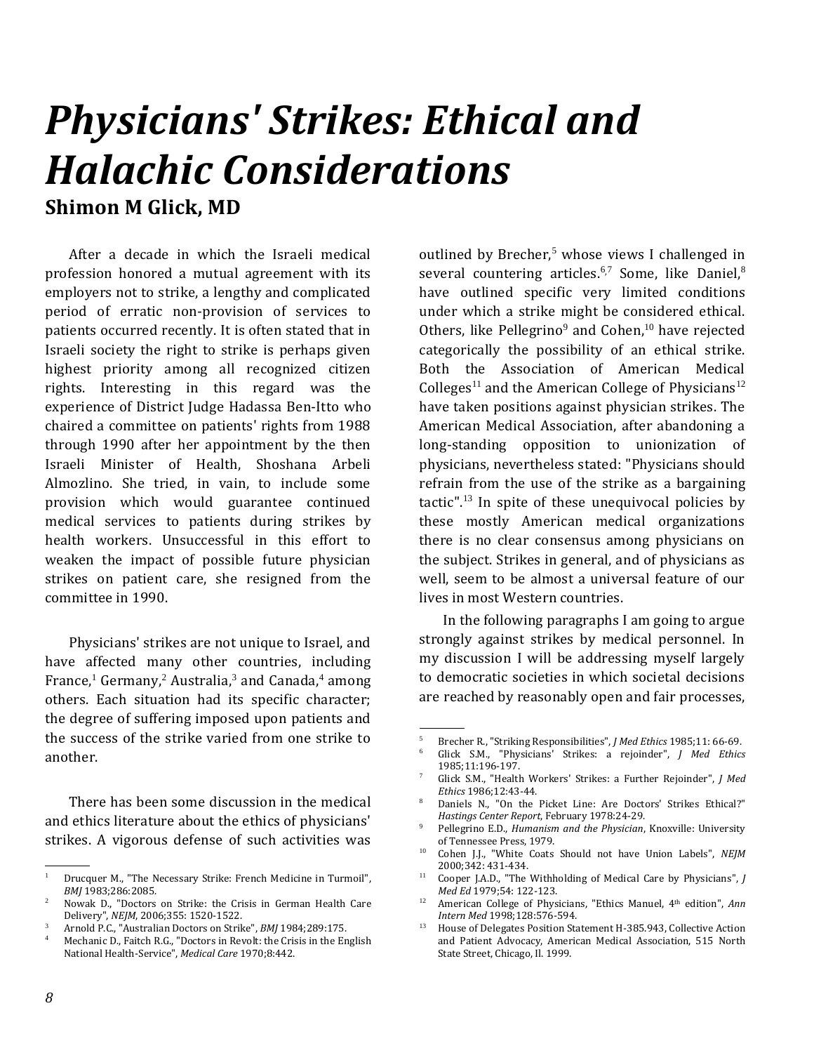# Physicians' Strikes: Ethical and Halachic Considerations

**Shimon M Glick, MD**

After a decade in which the Israeli medical profession honored a mutual agreement with its employers not to strike, a lengthy and complicated period of erratic non-provision of services to patients occurred recently. It is often stated that in Israeli society the right to strike is perhaps given highest priority among all recognized citizen rights. Interesting in this regard was the experience of District Judge Hadassa Ben-Itto who chaired a committee on patients' rights from 1988 through 1990 after her appointment by the then Israeli Minister of Health, Shoshana Arbeli Almozlino. She tried, in vain, to include some provision which would guarantee continued medical services to patients during strikes by health workers. Unsuccessful in this effort to weaken the impact of possible future physician strikes on patient care, she resigned from the committee in 1990.

Physicians' strikes are not unique to Israel, and have affected many other countries, including France,[1] Germany,[2] Australia,[3] and Canada,[4] among others. Each situation had its specific character; the degree of suffering imposed upon patients and the success of the strike varied from one strike to another.

There has been some discussion in the medical and ethics literature about the ethics of physicians' strikes. A vigorous defense of such activities was outlined by Brecher,[5] whose views I challenged in several countering articles.[6,7] Some, like Daniel,[8] have outlined specific very limited conditions under which a strike might be considered ethical. Others, like Pellegrino[9] and Cohen,[10] have rejected categorically the possibility of an ethical strike. Both the Association of American Medical Colleges[11] and the American College of Physicians[12] have taken positions against physician strikes. The American Medical Association, after abandoning a long-standing opposition to unionization of physicians, nevertheless stated: "Physicians should refrain from the use of the strike as a bargaining tactic".[13] In spite of these unequivocal policies by these mostly American medical organizations there is no clear consensus among physicians on the subject. Strikes in general, and of physicians as well, seem to be almost a universal feature of our lives in most Western countries.

In the following paragraphs I am going to argue strongly against strikes by medical personnel. In my discussion I will be addressing myself largely to democratic societies in which societal decisions are reached by reasonably open and fair processes,

---

1. Drucquer M., "The Necessary Strike: French Medicine in Turmoil", *BMJ* 1983;286:2085.
2. Nowak D., "Doctors on Strike: the Crisis in German Health Care Delivery", *NEJM*, 2006;355: 1520-1522.
3. Arnold P.C., "Australian Doctors on Strike", *BMJ* 1984;289:175.
4. Mechanic D., Faitch R.G., "Doctors in Revolt: the Crisis in the English National Health-Service", *Medical Care* 1970;8:442.
5. Brecher R., "Striking Responsibilities", *J Med Ethics* 1985;11: 66-69.
6. Glick S.M., "Physicians' Strikes: a rejoinder", *J Med Ethics* 1985;11:196-197.
7. Glick S.M., "Health Workers' Strikes: a Further Rejoinder", *J Med Ethics* 1986;12:43-44.
8. Daniels N., "On the Picket Line: Are Doctors' Strikes Ethical?" *Hastings Center Report*, February 1978:24-29.
9. Pellegrino E.D., *Humanism and the Physician*, Knoxville: University of Tennessee Press, 1979.
10. Cohen J.J., "White Coats Should not have Union Labels", *NEJM* 2000;342: 431-434.
11. Cooper J.A.D., "The Withholding of Medical Care by Physicians", *J Med Ed* 1979;54: 122-123.
12. American College of Physicians, "Ethics Manuel, 4th edition", *Ann Intern Med* 1998;128:576-594.
13. House of Delegates Position Statement H-385.943, Collective Action and Patient Advocacy, American Medical Association, 515 North State Street, Chicago, Il. 1999.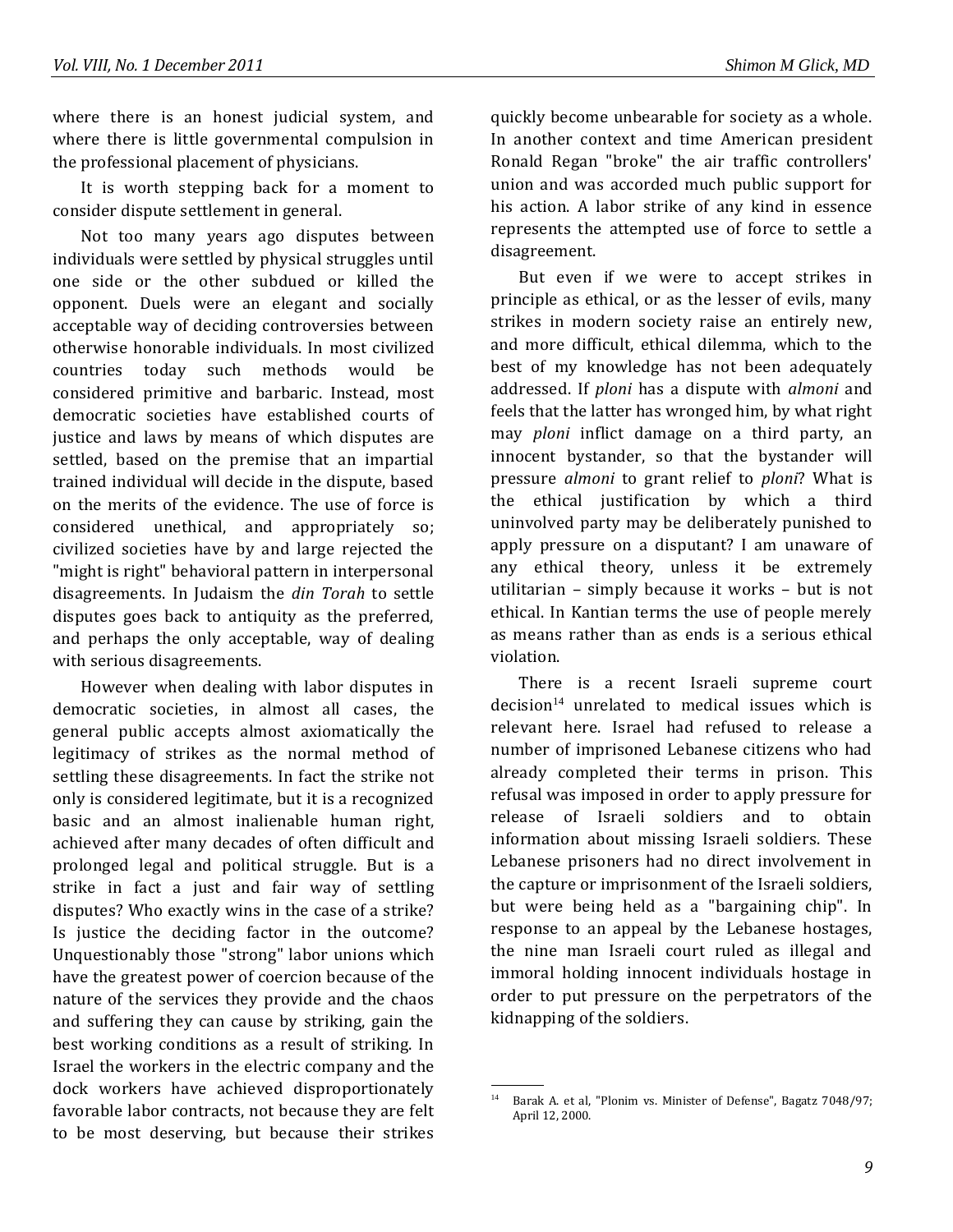where there is an honest judicial system, and where there is little governmental compulsion in the professional placement of physicians.

It is worth stepping back for a moment to consider dispute settlement in general.

Not too many years ago disputes between individuals were settled by physical struggles until one side or the other subdued or killed the opponent. Duels were an elegant and socially acceptable way of deciding controversies between otherwise honorable individuals. In most civilized countries today such methods would be considered primitive and barbaric. Instead, most democratic societies have established courts of justice and laws by means of which disputes are settled, based on the premise that an impartial trained individual will decide in the dispute, based on the merits of the evidence. The use of force is considered unethical, and appropriately so; civilized societies have by and large rejected the "might is right" behavioral pattern in interpersonal disagreements. In Judaism the *din Torah* to settle disputes goes back to antiquity as the preferred, and perhaps the only acceptable, way of dealing with serious disagreements.

However when dealing with labor disputes in democratic societies, in almost all cases, the general public accepts almost axiomatically the legitimacy of strikes as the normal method of settling these disagreements. In fact the strike not only is considered legitimate, but it is a recognized basic and an almost inalienable human right, achieved after many decades of often difficult and prolonged legal and political struggle. But is a strike in fact a just and fair way of settling disputes? Who exactly wins in the case of a strike? Is justice the deciding factor in the outcome? Unquestionably those "strong" labor unions which have the greatest power of coercion because of the nature of the services they provide and the chaos and suffering they can cause by striking, gain the best working conditions as a result of striking. In Israel the workers in the electric company and the dock workers have achieved disproportionately favorable labor contracts, not because they are felt to be most deserving, but because their strikes quickly become unbearable for society as a whole. In another context and time American president Ronald Regan "broke" the air traffic controllers' union and was accorded much public support for his action. A labor strike of any kind in essence represents the attempted use of force to settle a disagreement.

But even if we were to accept strikes in principle as ethical, or as the lesser of evils, many strikes in modern society raise an entirely new, and more difficult, ethical dilemma, which to the best of my knowledge has not been adequately addressed. If *ploni* has a dispute with *almoni* and feels that the latter has wronged him, by what right may *ploni* inflict damage on a third party, an innocent bystander, so that the bystander will pressure *almoni* to grant relief to *ploni*? What is the ethical justification by which a third uninvolved party may be deliberately punished to apply pressure on a disputant? I am unaware of any ethical theory, unless it be extremely utilitarian – simply because it works – but is not ethical. In Kantian terms the use of people merely as means rather than as ends is a serious ethical violation.

There is a recent Israeli supreme court decision[14] unrelated to medical issues which is relevant here. Israel had refused to release a number of imprisoned Lebanese citizens who had already completed their terms in prison. This refusal was imposed in order to apply pressure for release of Israeli soldiers and to obtain information about missing Israeli soldiers. These Lebanese prisoners had no direct involvement in the capture or imprisonment of the Israeli soldiers, but were being held as a "bargaining chip". In response to an appeal by the Lebanese hostages, the nine man Israeli court ruled as illegal and immoral holding innocent individuals hostage in order to put pressure on the perpetrators of the kidnapping of the soldiers.

---

[14] Barak A. et al, "Plonim vs. Minister of Defense", Bagatz 7048/97; April 12, 2000.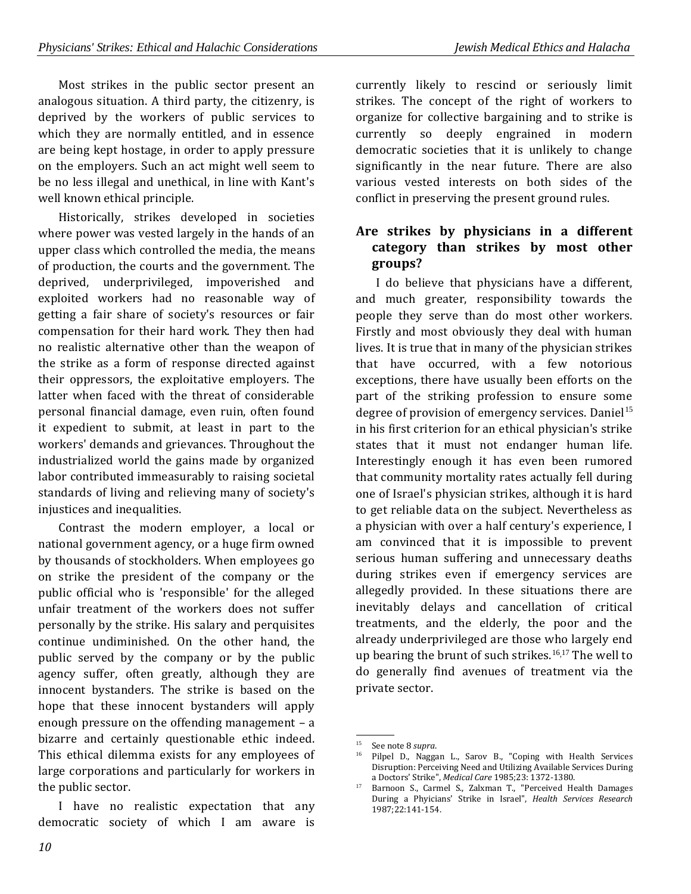Most strikes in the public sector present an analogous situation. A third party, the citizenry, is deprived by the workers of public services to which they are normally entitled, and in essence are being kept hostage, in order to apply pressure on the employers. Such an act might well seem to be no less illegal and unethical, in line with Kant's well known ethical principle.

Historically, strikes developed in societies where power was vested largely in the hands of an upper class which controlled the media, the means of production, the courts and the government. The deprived, underprivileged, impoverished and exploited workers had no reasonable way of getting a fair share of society's resources or fair compensation for their hard work. They then had no realistic alternative other than the weapon of the strike as a form of response directed against their oppressors, the exploitative employers. The latter when faced with the threat of considerable personal financial damage, even ruin, often found it expedient to submit, at least in part to the workers' demands and grievances. Throughout the industrialized world the gains made by organized labor contributed immeasurably to raising societal standards of living and relieving many of society's injustices and inequalities.

Contrast the modern employer, a local or national government agency, or a huge firm owned by thousands of stockholders. When employees go on strike the president of the company or the public official who is 'responsible' for the alleged unfair treatment of the workers does not suffer personally by the strike. His salary and perquisites continue undiminished. On the other hand, the public served by the company or by the public agency suffer, often greatly, although they are innocent bystanders. The strike is based on the hope that these innocent bystanders will apply enough pressure on the offending management – a bizarre and certainly questionable ethic indeed. This ethical dilemma exists for any employees of large corporations and particularly for workers in the public sector.

I have no realistic expectation that any democratic society of which I am aware is currently likely to rescind or seriously limit strikes. The concept of the right of workers to organize for collective bargaining and to strike is currently so deeply engrained in modern democratic societies that it is unlikely to change significantly in the near future. There are also various vested interests on both sides of the conflict in preserving the present ground rules.

## Are strikes by physicians in a different category than strikes by most other groups?

I do believe that physicians have a different, and much greater, responsibility towards the people they serve than do most other workers. Firstly and most obviously they deal with human lives. It is true that in many of the physician strikes that have occurred, with a few notorious exceptions, there have usually been efforts on the part of the striking profession to ensure some degree of provision of emergency services. Daniel[15] in his first criterion for an ethical physician's strike states that it must not endanger human life. Interestingly enough it has even been rumored that community mortality rates actually fell during one of Israel's physician strikes, although it is hard to get reliable data on the subject. Nevertheless as a physician with over a half century's experience, I am convinced that it is impossible to prevent serious human suffering and unnecessary deaths during strikes even if emergency services are allegedly provided. In these situations there are inevitably delays and cancellation of critical treatments, and the elderly, the poor and the already underprivileged are those who largely end up bearing the brunt of such strikes.[16,17] The well to do generally find avenues of treatment via the private sector.

---

[15] See note 8 *supra*.

[16] Pilpel D., Naggan L., Sarov B., "Coping with Health Services Disruption: Perceiving Need and Utilizing Available Services During a Doctors' Strike", *Medical Care* 1985;23: 1372-1380.

[17] Barnoon S., Carmel S., Zalxman T., "Perceived Health Damages During a Phyicians' Strike in Israel", *Health Services Research* 1987;22:141-154.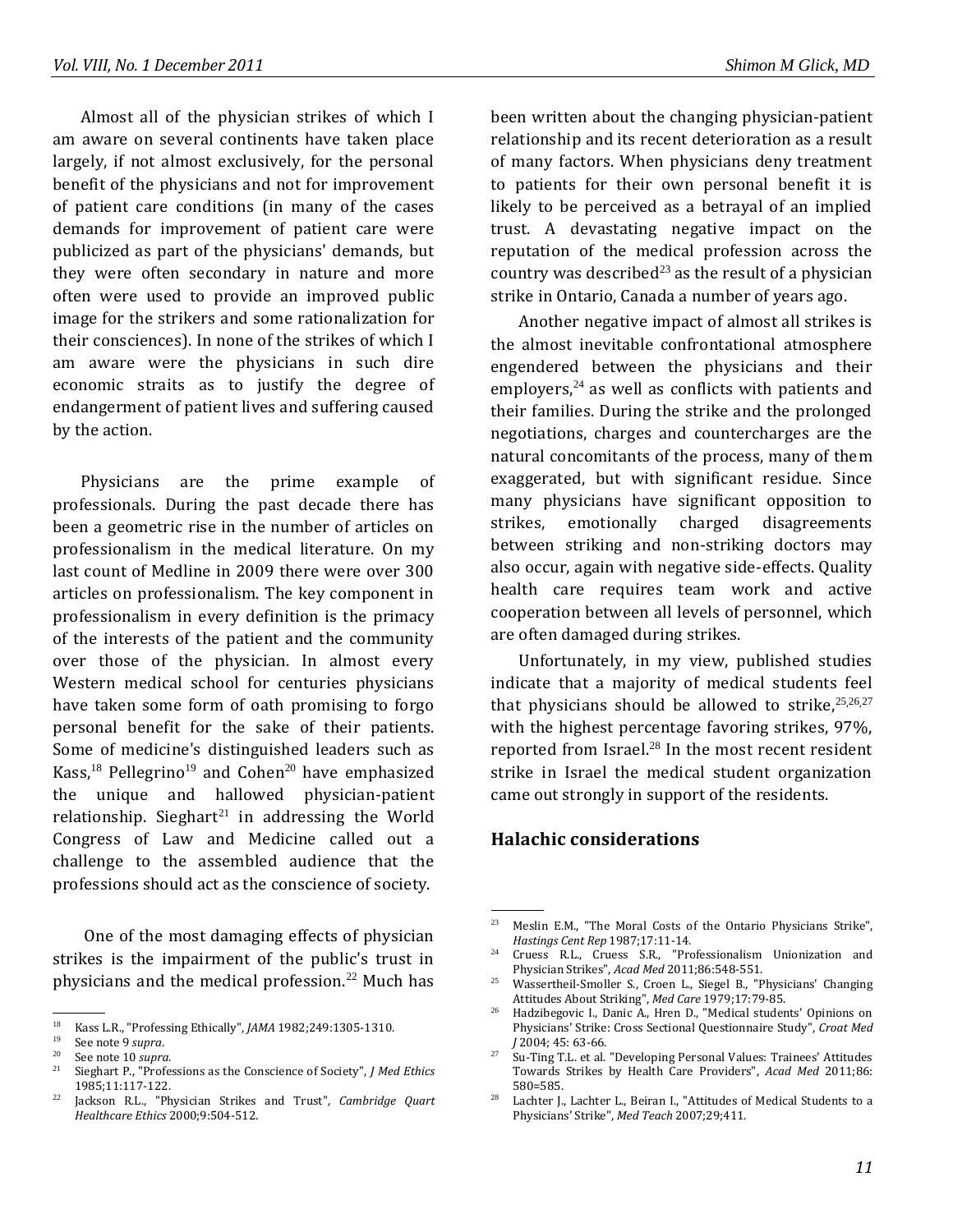Almost all of the physician strikes of which I am aware on several continents have taken place largely, if not almost exclusively, for the personal benefit of the physicians and not for improvement of patient care conditions (in many of the cases demands for improvement of patient care were publicized as part of the physicians' demands, but they were often secondary in nature and more often were used to provide an improved public image for the strikers and some rationalization for their consciences). In none of the strikes of which I am aware were the physicians in such dire economic straits as to justify the degree of endangerment of patient lives and suffering caused by the action.

Physicians are the prime example of professionals. During the past decade there has been a geometric rise in the number of articles on professionalism in the medical literature. On my last count of Medline in 2009 there were over 300 articles on professionalism. The key component in professionalism in every definition is the primacy of the interests of the patient and the community over those of the physician. In almost every Western medical school for centuries physicians have taken some form of oath promising to forgo personal benefit for the sake of their patients. Some of medicine's distinguished leaders such as Kass,[18] Pellegrino[19] and Cohen[20] have emphasized the unique and hallowed physician-patient relationship. Sieghart[21] in addressing the World Congress of Law and Medicine called out a challenge to the assembled audience that the professions should act as the conscience of society.

One of the most damaging effects of physician strikes is the impairment of the public's trust in physicians and the medical profession.[22] Much has been written about the changing physician-patient relationship and its recent deterioration as a result of many factors. When physicians deny treatment to patients for their own personal benefit it is likely to be perceived as a betrayal of an implied trust. A devastating negative impact on the reputation of the medical profession across the country was described[23] as the result of a physician strike in Ontario, Canada a number of years ago.

Another negative impact of almost all strikes is the almost inevitable confrontational atmosphere engendered between the physicians and their employers,[24] as well as conflicts with patients and their families. During the strike and the prolonged negotiations, charges and countercharges are the natural concomitants of the process, many of them exaggerated, but with significant residue. Since many physicians have significant opposition to strikes, emotionally charged disagreements between striking and non-striking doctors may also occur, again with negative side-effects. Quality health care requires team work and active cooperation between all levels of personnel, which are often damaged during strikes.

Unfortunately, in my view, published studies indicate that a majority of medical students feel that physicians should be allowed to strike,[25,26,27] with the highest percentage favoring strikes, 97%, reported from Israel.[28] In the most recent resident strike in Israel the medical student organization came out strongly in support of the residents.

## Halachic considerations

---

18 Kass L.R., "Professing Ethically", *JAMA* 1982;249:1305-1310.

19 See note 9 *supra*.

20 See note 10 *supra*.

21 Sieghart P., "Professions as the Conscience of Society", *J Med Ethics* 1985;11:117-122.

22 Jackson R.L., "Physician Strikes and Trust", *Cambridge Quart Healthcare Ethics* 2000;9:504-512.

23 Meslin E.M., "The Moral Costs of the Ontario Physicians Strike", *Hastings Cent Rep* 1987;17:11-14.

24 Cruess R.L., Cruess S.R., "Professionalism Unionization and Physician Strikes", *Acad Med* 2011;86:548-551.

25 Wassertheil-Smoller S., Croen L., Siegel B., "Physicians' Changing Attitudes About Striking", *Med Care* 1979;17:79-85.

26 Hadzibegovic I., Danic A., Hren D., "Medical students' Opinions on Physicians' Strike: Cross Sectional Questionnaire Study", *Croat Med J* 2004; 45: 63-66.

27 Su-Ting T.L. et al. "Developing Personal Values: Trainees' Attitudes Towards Strikes by Health Care Providers", *Acad Med* 2011;86: 580=585.

28 Lachter J., Lachter L., Beiran I., "Attitudes of Medical Students to a Physicians' Strike", *Med Teach* 2007;29;411.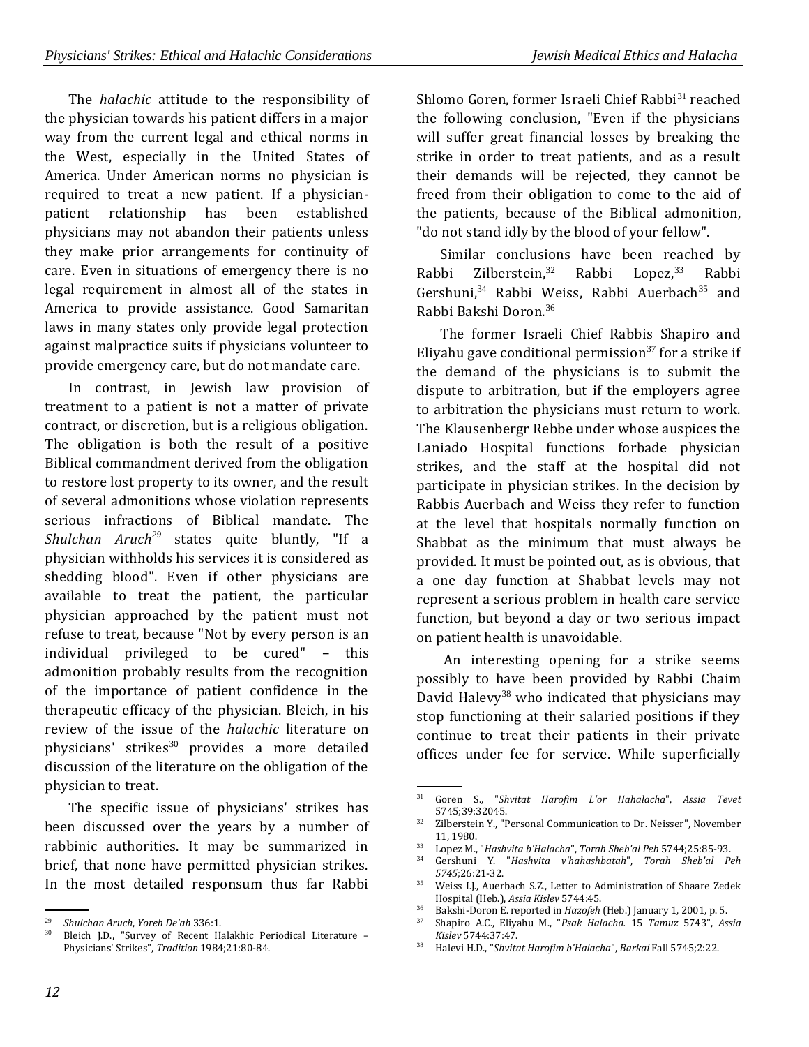The *halachic* attitude to the responsibility of the physician towards his patient differs in a major way from the current legal and ethical norms in the West, especially in the United States of America. Under American norms no physician is required to treat a new patient. If a physician-patient relationship has been established physicians may not abandon their patients unless they make prior arrangements for continuity of care. Even in situations of emergency there is no legal requirement in almost all of the states in America to provide assistance. Good Samaritan laws in many states only provide legal protection against malpractice suits if physicians volunteer to provide emergency care, but do not mandate care.

In contrast, in Jewish law provision of treatment to a patient is not a matter of private contract, or discretion, but is a religious obligation. The obligation is both the result of a positive Biblical commandment derived from the obligation to restore lost property to its owner, and the result of several admonitions whose violation represents serious infractions of Biblical mandate. The *Shulchan Aruch*[29] states quite bluntly, "If a physician withholds his services it is considered as shedding blood". Even if other physicians are available to treat the patient, the particular physician approached by the patient must not refuse to treat, because "Not by every person is an individual privileged to be cured" – this admonition probably results from the recognition of the importance of patient confidence in the therapeutic efficacy of the physician. Bleich, in his review of the issue of the *halachic* literature on physicians' strikes[30] provides a more detailed discussion of the literature on the obligation of the physician to treat.

The specific issue of physicians' strikes has been discussed over the years by a number of rabbinic authorities. It may be summarized in brief, that none have permitted physician strikes. In the most detailed responsum thus far Rabbi Shlomo Goren, former Israeli Chief Rabbi[31] reached the following conclusion, "Even if the physicians will suffer great financial losses by breaking the strike in order to treat patients, and as a result their demands will be rejected, they cannot be freed from their obligation to come to the aid of the patients, because of the Biblical admonition, "do not stand idly by the blood of your fellow".

Similar conclusions have been reached by Rabbi Zilberstein,[32] Rabbi Lopez,[33] Rabbi Gershuni,[34] Rabbi Weiss, Rabbi Auerbach[35] and Rabbi Bakshi Doron.[36]

The former Israeli Chief Rabbis Shapiro and Eliyahu gave conditional permission[37] for a strike if the demand of the physicians is to submit the dispute to arbitration, but if the employers agree to arbitration the physicians must return to work. The Klausenbergr Rebbe under whose auspices the Laniado Hospital functions forbade physician strikes, and the staff at the hospital did not participate in physician strikes. In the decision by Rabbis Auerbach and Weiss they refer to function at the level that hospitals normally function on Shabbat as the minimum that must always be provided. It must be pointed out, as is obvious, that a one day function at Shabbat levels may not represent a serious problem in health care service function, but beyond a day or two serious impact on patient health is unavoidable.

An interesting opening for a strike seems possibly to have been provided by Rabbi Chaim David Halevy[38] who indicated that physicians may stop functioning at their salaried positions if they continue to treat their patients in their private offices under fee for service. While superficially

---

29. *Shulchan Aruch*, *Yoreh De'ah* 336:1.
30. Bleich J.D., "Survey of Recent Halakhic Periodical Literature – Physicians' Strikes", *Tradition* 1984;21:80-84.
31. Goren S., "*Shvitat Harofim L'or Hahalacha*", *Assia Tevet* 5745;39:32045.
32. Zilberstein Y., "Personal Communication to Dr. Neisser", November 11, 1980.
33. Lopez M., "*Hashvita b'Halacha*", *Torah Sheb'al Peh* 5744;25:85-93.
34. Gershuni Y. "*Hashvita v'hahashbatah*", *Torah Sheb'al Peh 5745*;26:21-32.
35. Weiss I.J., Auerbach S.Z., Letter to Administration of Shaare Zedek Hospital (Heb.), *Assia Kislev* 5744:45.
36. Bakshi-Doron E. reported in *Hazofeh* (Heb.) January 1, 2001, p. 5.
37. Shapiro A.C., Eliyahu M., "*Psak Halacha.* 15 *Tamuz* 5743", *Assia Kislev* 5744:37:47.
38. Halevi H.D., "*Shvitat Harofim b'Halacha*", *Barkai* Fall 5745;2:22.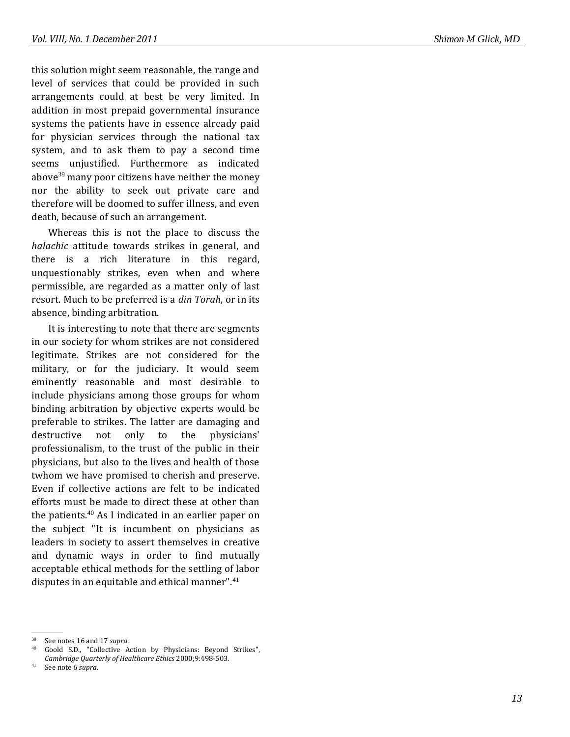this solution might seem reasonable, the range and level of services that could be provided in such arrangements could at best be very limited. In addition in most prepaid governmental insurance systems the patients have in essence already paid for physician services through the national tax system, and to ask them to pay a second time seems unjustified. Furthermore as indicated above[39] many poor citizens have neither the money nor the ability to seek out private care and therefore will be doomed to suffer illness, and even death, because of such an arrangement.

Whereas this is not the place to discuss the *halachic* attitude towards strikes in general, and there is a rich literature in this regard, unquestionably strikes, even when and where permissible, are regarded as a matter only of last resort. Much to be preferred is a *din Torah*, or in its absence, binding arbitration.

It is interesting to note that there are segments in our society for whom strikes are not considered legitimate. Strikes are not considered for the military, or for the judiciary. It would seem eminently reasonable and most desirable to include physicians among those groups for whom binding arbitration by objective experts would be preferable to strikes. The latter are damaging and destructive not only to the physicians' professionalism, to the trust of the public in their physicians, but also to the lives and health of those twhom we have promised to cherish and preserve. Even if collective actions are felt to be indicated efforts must be made to direct these at other than the patients.[40] As I indicated in an earlier paper on the subject "It is incumbent on physicians as leaders in society to assert themselves in creative and dynamic ways in order to find mutually acceptable ethical methods for the settling of labor disputes in an equitable and ethical manner".[41]

---

[39] See notes 16 and 17 *supra*.

[40] Goold S.D., "Collective Action by Physicians: Beyond Strikes", *Cambridge Quarterly of Healthcare Ethics* 2000;9:498-503.

[41] See note 6 *supra*.